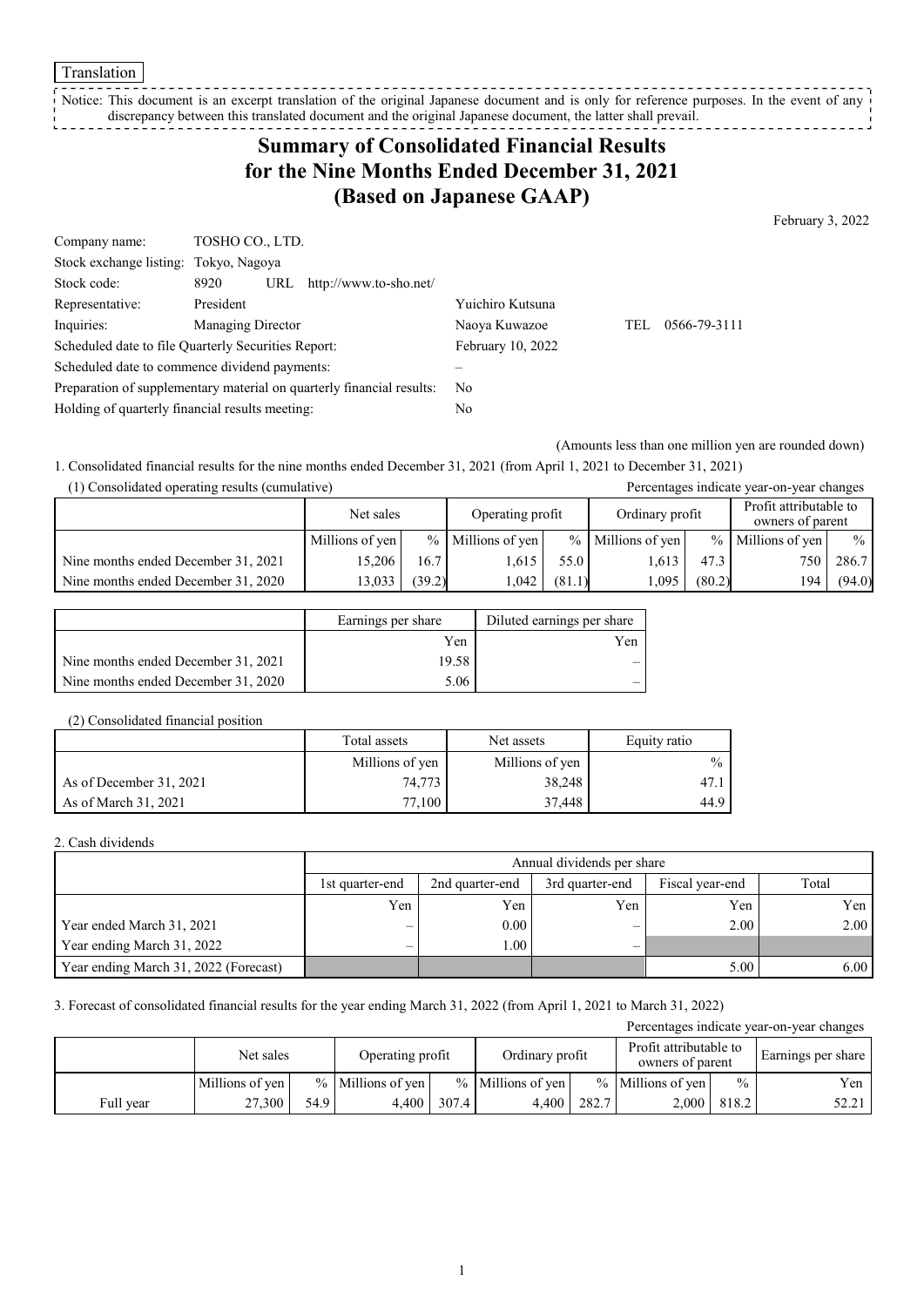Translation

Notice: This document is an excerpt translation of the original Japanese document and is only for reference purposes. In the event of any discrepancy between this translated document and the original Japanese document, the latter shall prevail.

# Summary of Consolidated Financial Results for the Nine Months Ended December 31, 2021 (Based on Japanese GAAP)

February 3, 2022

| | | | |
|---|---|---|---|
| Company name: | TOSHO CO., LTD. | | |
| Stock exchange listing: | Tokyo, Nagoya | | |
| Stock code: | 8920 URL http://www.to-sho.net/ | | |
| Representative: | President | Yuichiro Kutsuna | |
| Inquiries: | Managing Director | Naoya Kuwazoe | TEL 0566-79-3111 |
| Scheduled date to file Quarterly Securities Report: | | February 10, 2022 | |
| Scheduled date to commence dividend payments: | | – | |
| Preparation of supplementary material on quarterly financial results: | | No | |
| Holding of quarterly financial results meeting: | | No | |

(Amounts less than one million yen are rounded down)

1. Consolidated financial results for the nine months ended December 31, 2021 (from April 1, 2021 to December 31, 2021)

(1) Consolidated operating results (cumulative)

Percentages indicate year-on-year changes

| | Net sales | | Operating profit | | Ordinary profit | | Profit attributable to owners of parent | |
|---|---|---|---|---|---|---|---|---|
| | Millions of yen | % | Millions of yen | % | Millions of yen | % | Millions of yen | % |
| Nine months ended December 31, 2021 | 15,206 | 16.7 | 1,615 | 55.0 | 1,613 | 47.3 | 750 | 286.7 |
| Nine months ended December 31, 2020 | 13,033 | (39.2) | 1,042 | (81.1) | 1,095 | (80.2) | 194 | (94.0) |

| | Earnings per share | Diluted earnings per share |
|---|---|---|
| | Yen | Yen |
| Nine months ended December 31, 2021 | 19.58 | – |
| Nine months ended December 31, 2020 | 5.06 | – |

(2) Consolidated financial position

| | Total assets | Net assets | Equity ratio |
|---|---|---|---|
| | Millions of yen | Millions of yen | % |
| As of December 31, 2021 | 74,773 | 38,248 | 47.1 |
| As of March 31, 2021 | 77,100 | 37,448 | 44.9 |

2. Cash dividends

| | Annual dividends per share | | | | |
|---|---|---|---|---|---|
| | 1st quarter-end | 2nd quarter-end | 3rd quarter-end | Fiscal year-end | Total |
| | Yen | Yen | Yen | Yen | Yen |
| Year ended March 31, 2021 | – | 0.00 | – | 2.00 | 2.00 |
| Year ending March 31, 2022 | – | 1.00 | – | | |
| Year ending March 31, 2022 (Forecast) | | | | 5.00 | 6.00 |

3. Forecast of consolidated financial results for the year ending March 31, 2022 (from April 1, 2021 to March 31, 2022)

Percentages indicate year-on-year changes

| | Net sales | | Operating profit | | Ordinary profit | | Profit attributable to owners of parent | | Earnings per share |
|---|---|---|---|---|---|---|---|---|---|
| | Millions of yen | % | Millions of yen | % | Millions of yen | % | Millions of yen | % | Yen |
| Full year | 27,300 | 54.9 | 4,400 | 307.4 | 4,400 | 282.7 | 2,000 | 818.2 | 52.21 |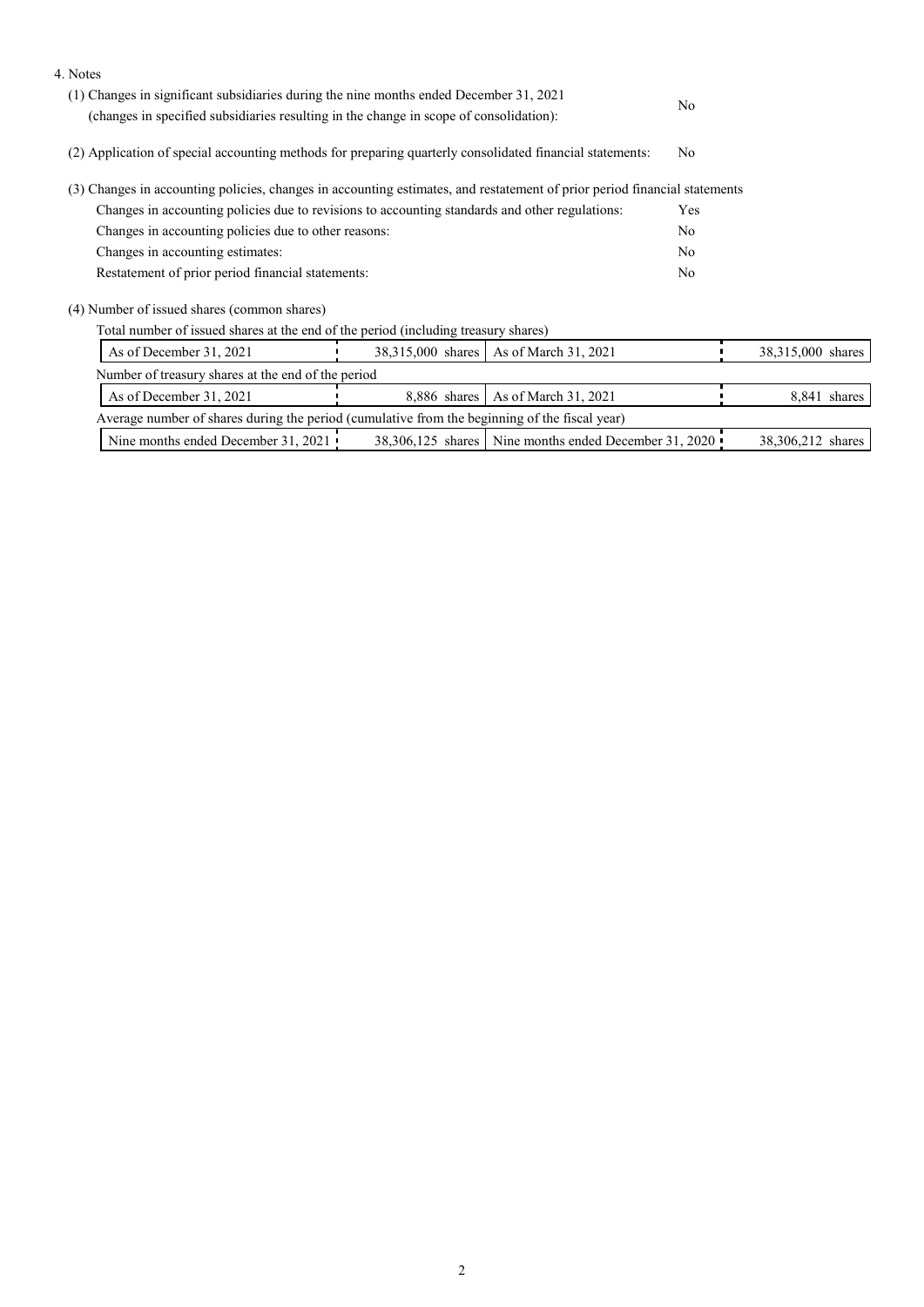4. Notes

(1) Changes in significant subsidiaries during the nine months ended December 31, 2021 (changes in specified subsidiaries resulting in the change in scope of consolidation): No

(2) Application of special accounting methods for preparing quarterly consolidated financial statements: No

(3) Changes in accounting policies, changes in accounting estimates, and restatement of prior period financial statements

| | |
|---|---|
| Changes in accounting policies due to revisions to accounting standards and other regulations: | Yes |
| Changes in accounting policies due to other reasons: | No |
| Changes in accounting estimates: | No |
| Restatement of prior period financial statements: | No |

(4) Number of issued shares (common shares)

Total number of issued shares at the end of the period (including treasury shares)

| | | | |
|---|---|---|---|
| As of December 31, 2021 | 38,315,000 shares | As of March 31, 2021 | 38,315,000 shares |

Number of treasury shares at the end of the period

| | | | |
|---|---|---|---|
| As of December 31, 2021 | 8,886 shares | As of March 31, 2021 | 8,841 shares |

Average number of shares during the period (cumulative from the beginning of the fiscal year)

| | | | |
|---|---|---|---|
| Nine months ended December 31, 2021 | 38,306,125 shares | Nine months ended December 31, 2020 | 38,306,212 shares |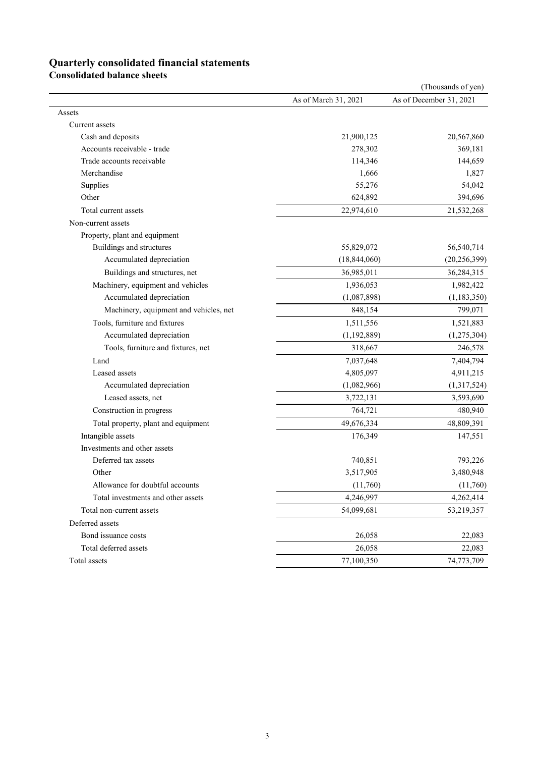# Quarterly consolidated financial statements

## Consolidated balance sheets

(Thousands of yen)

| | As of March 31, 2021 | As of December 31, 2021 |
|---|---|---|
| Assets | | |
| Current assets | | |
| Cash and deposits | 21,900,125 | 20,567,860 |
| Accounts receivable - trade | 278,302 | 369,181 |
| Trade accounts receivable | 114,346 | 144,659 |
| Merchandise | 1,666 | 1,827 |
| Supplies | 55,276 | 54,042 |
| Other | 624,892 | 394,696 |
| Total current assets | 22,974,610 | 21,532,268 |
| Non-current assets | | |
| Property, plant and equipment | | |
| Buildings and structures | 55,829,072 | 56,540,714 |
| Accumulated depreciation | (18,844,060) | (20,256,399) |
| Buildings and structures, net | 36,985,011 | 36,284,315 |
| Machinery, equipment and vehicles | 1,936,053 | 1,982,422 |
| Accumulated depreciation | (1,087,898) | (1,183,350) |
| Machinery, equipment and vehicles, net | 848,154 | 799,071 |
| Tools, furniture and fixtures | 1,511,556 | 1,521,883 |
| Accumulated depreciation | (1,192,889) | (1,275,304) |
| Tools, furniture and fixtures, net | 318,667 | 246,578 |
| Land | 7,037,648 | 7,404,794 |
| Leased assets | 4,805,097 | 4,911,215 |
| Accumulated depreciation | (1,082,966) | (1,317,524) |
| Leased assets, net | 3,722,131 | 3,593,690 |
| Construction in progress | 764,721 | 480,940 |
| Total property, plant and equipment | 49,676,334 | 48,809,391 |
| Intangible assets | 176,349 | 147,551 |
| Investments and other assets | | |
| Deferred tax assets | 740,851 | 793,226 |
| Other | 3,517,905 | 3,480,948 |
| Allowance for doubtful accounts | (11,760) | (11,760) |
| Total investments and other assets | 4,246,997 | 4,262,414 |
| Total non-current assets | 54,099,681 | 53,219,357 |
| Deferred assets | | |
| Bond issuance costs | 26,058 | 22,083 |
| Total deferred assets | 26,058 | 22,083 |
| Total assets | 77,100,350 | 74,773,709 |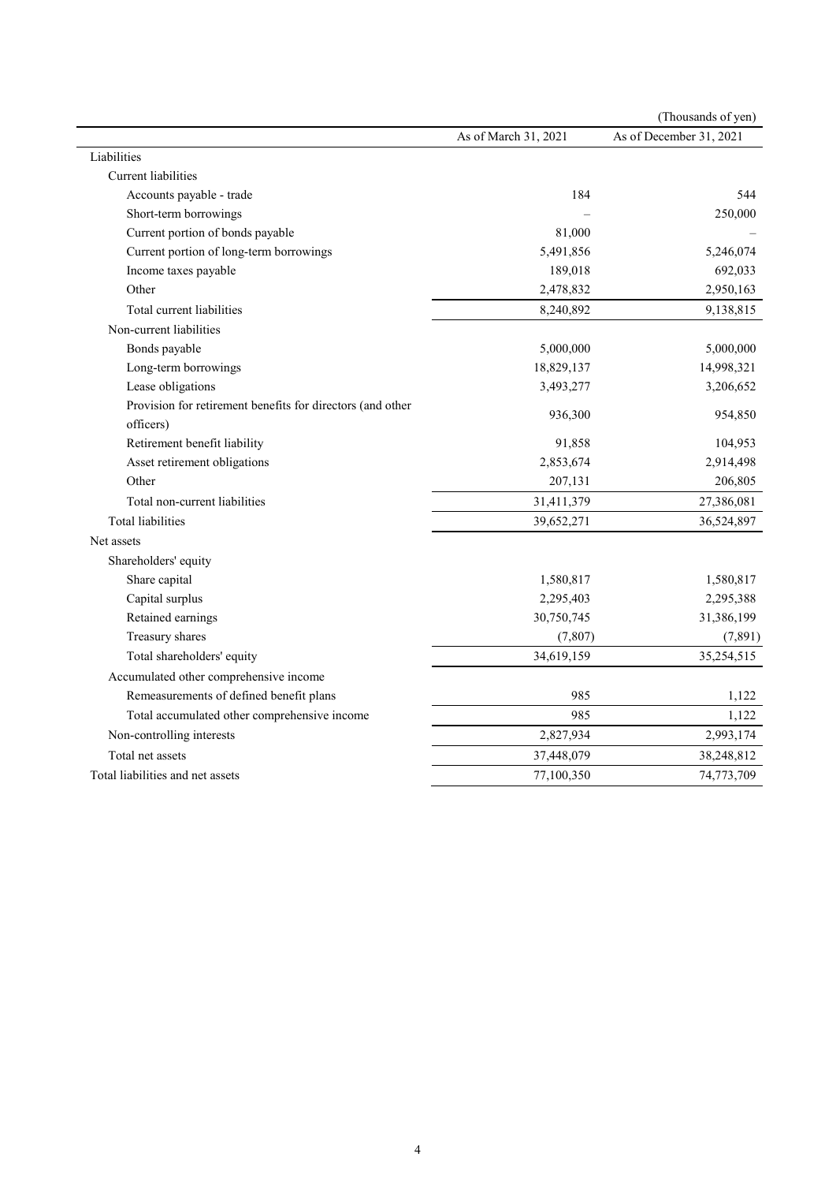(Thousands of yen)

| | As of March 31, 2021 | As of December 31, 2021 |
|---|---|---|
| Liabilities | | |
| Current liabilities | | |
| Accounts payable - trade | 184 | 544 |
| Short-term borrowings | – | 250,000 |
| Current portion of bonds payable | 81,000 | – |
| Current portion of long-term borrowings | 5,491,856 | 5,246,074 |
| Income taxes payable | 189,018 | 692,033 |
| Other | 2,478,832 | 2,950,163 |
| Total current liabilities | 8,240,892 | 9,138,815 |
| Non-current liabilities | | |
| Bonds payable | 5,000,000 | 5,000,000 |
| Long-term borrowings | 18,829,137 | 14,998,321 |
| Lease obligations | 3,493,277 | 3,206,652 |
| Provision for retirement benefits for directors (and other officers) | 936,300 | 954,850 |
| Retirement benefit liability | 91,858 | 104,953 |
| Asset retirement obligations | 2,853,674 | 2,914,498 |
| Other | 207,131 | 206,805 |
| Total non-current liabilities | 31,411,379 | 27,386,081 |
| Total liabilities | 39,652,271 | 36,524,897 |
| Net assets | | |
| Shareholders' equity | | |
| Share capital | 1,580,817 | 1,580,817 |
| Capital surplus | 2,295,403 | 2,295,388 |
| Retained earnings | 30,750,745 | 31,386,199 |
| Treasury shares | (7,807) | (7,891) |
| Total shareholders' equity | 34,619,159 | 35,254,515 |
| Accumulated other comprehensive income | | |
| Remeasurements of defined benefit plans | 985 | 1,122 |
| Total accumulated other comprehensive income | 985 | 1,122 |
| Non-controlling interests | 2,827,934 | 2,993,174 |
| Total net assets | 37,448,079 | 38,248,812 |
| Total liabilities and net assets | 77,100,350 | 74,773,709 |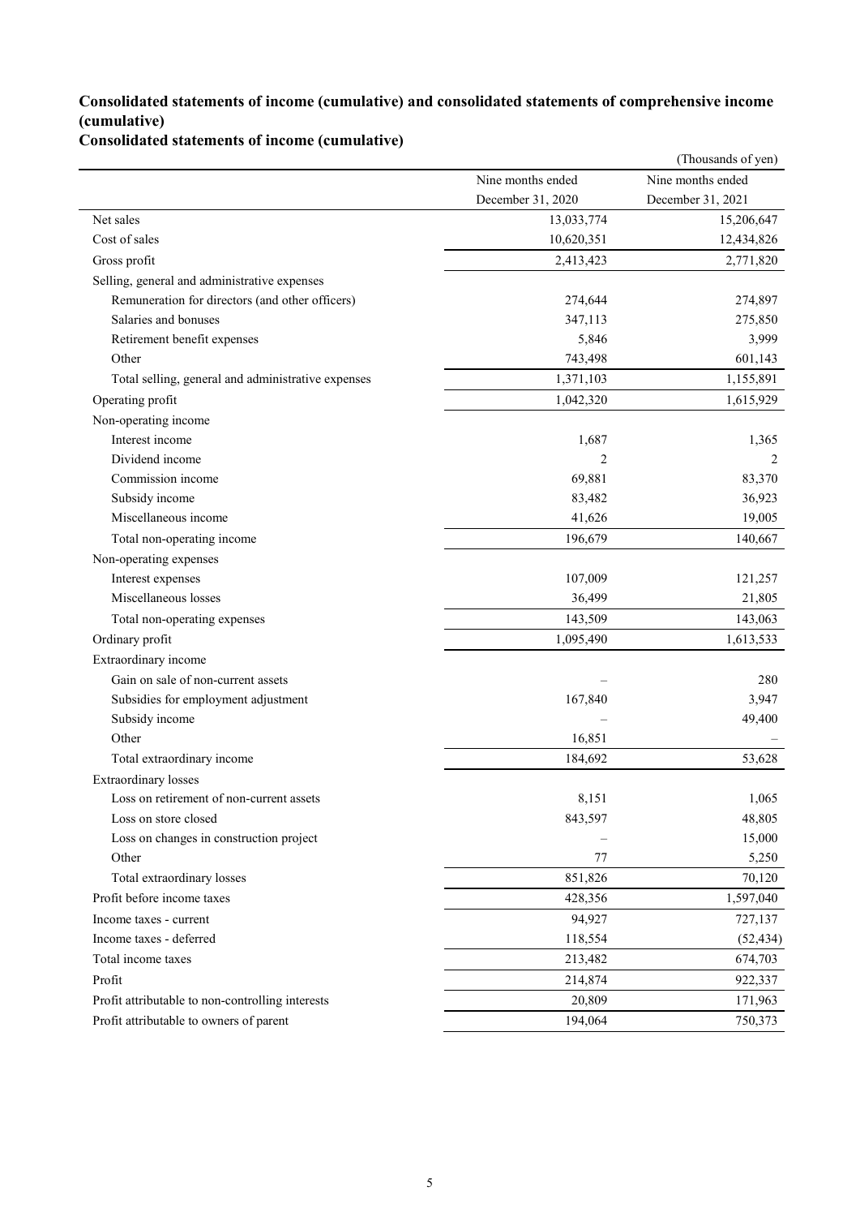### Consolidated statements of income (cumulative) and consolidated statements of comprehensive income (cumulative)

### Consolidated statements of income (cumulative)

(Thousands of yen)

| | Nine months ended December 31, 2020 | Nine months ended December 31, 2021 |
|---|---|---|
| Net sales | 13,033,774 | 15,206,647 |
| Cost of sales | 10,620,351 | 12,434,826 |
| Gross profit | 2,413,423 | 2,771,820 |
| Selling, general and administrative expenses | | |
| Remuneration for directors (and other officers) | 274,644 | 274,897 |
| Salaries and bonuses | 347,113 | 275,850 |
| Retirement benefit expenses | 5,846 | 3,999 |
| Other | 743,498 | 601,143 |
| Total selling, general and administrative expenses | 1,371,103 | 1,155,891 |
| Operating profit | 1,042,320 | 1,615,929 |
| Non-operating income | | |
| Interest income | 1,687 | 1,365 |
| Dividend income | 2 | 2 |
| Commission income | 69,881 | 83,370 |
| Subsidy income | 83,482 | 36,923 |
| Miscellaneous income | 41,626 | 19,005 |
| Total non-operating income | 196,679 | 140,667 |
| Non-operating expenses | | |
| Interest expenses | 107,009 | 121,257 |
| Miscellaneous losses | 36,499 | 21,805 |
| Total non-operating expenses | 143,509 | 143,063 |
| Ordinary profit | 1,095,490 | 1,613,533 |
| Extraordinary income | | |
| Gain on sale of non-current assets | – | 280 |
| Subsidies for employment adjustment | 167,840 | 3,947 |
| Subsidy income | – | 49,400 |
| Other | 16,851 | – |
| Total extraordinary income | 184,692 | 53,628 |
| Extraordinary losses | | |
| Loss on retirement of non-current assets | 8,151 | 1,065 |
| Loss on store closed | 843,597 | 48,805 |
| Loss on changes in construction project | – | 15,000 |
| Other | 77 | 5,250 |
| Total extraordinary losses | 851,826 | 70,120 |
| Profit before income taxes | 428,356 | 1,597,040 |
| Income taxes - current | 94,927 | 727,137 |
| Income taxes - deferred | 118,554 | (52,434) |
| Total income taxes | 213,482 | 674,703 |
| Profit | 214,874 | 922,337 |
| Profit attributable to non-controlling interests | 20,809 | 171,963 |
| Profit attributable to owners of parent | 194,064 | 750,373 |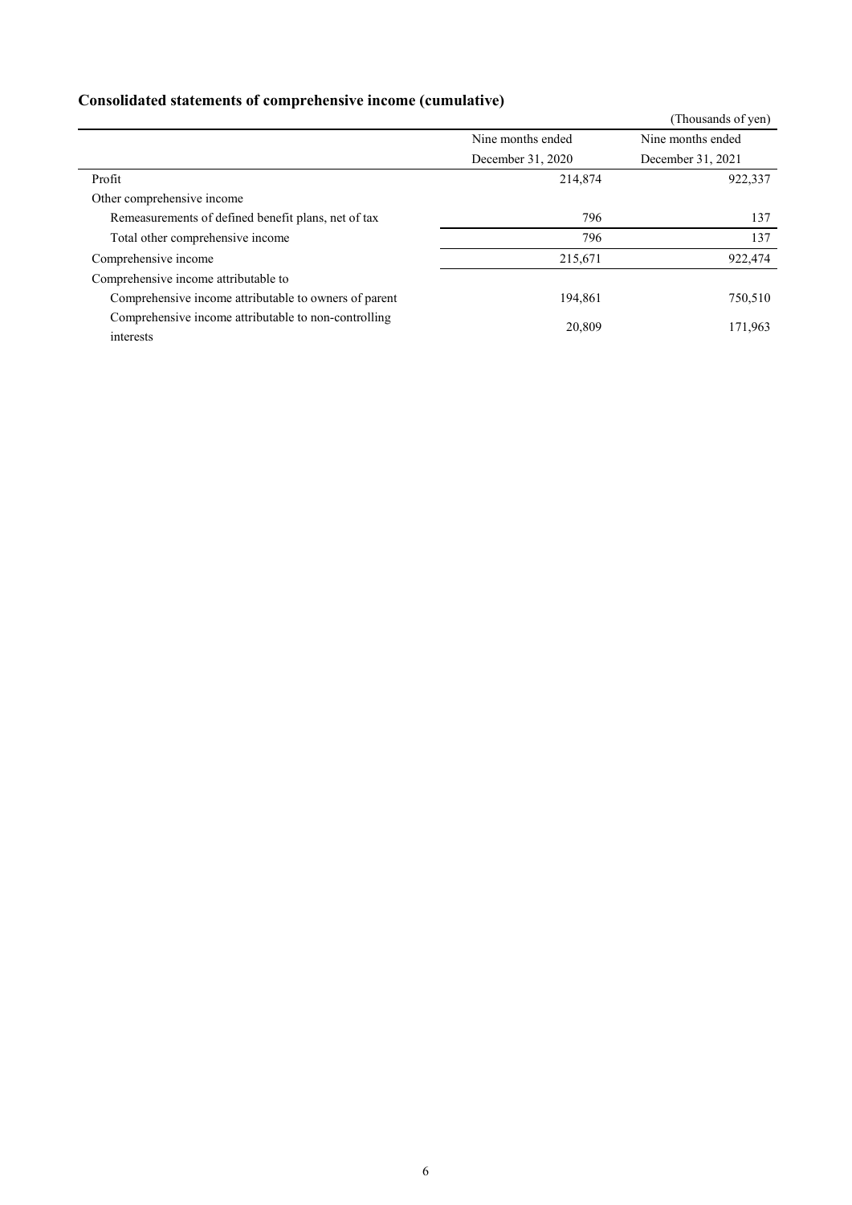## Consolidated statements of comprehensive income (cumulative)

(Thousands of yen)

| | Nine months ended December 31, 2020 | Nine months ended December 31, 2021 |
|---|---|---|
| Profit | 214,874 | 922,337 |
| Other comprehensive income | | |
| Remeasurements of defined benefit plans, net of tax | 796 | 137 |
| Total other comprehensive income | 796 | 137 |
| Comprehensive income | 215,671 | 922,474 |
| Comprehensive income attributable to | | |
| Comprehensive income attributable to owners of parent | 194,861 | 750,510 |
| Comprehensive income attributable to non-controlling interests | 20,809 | 171,963 |